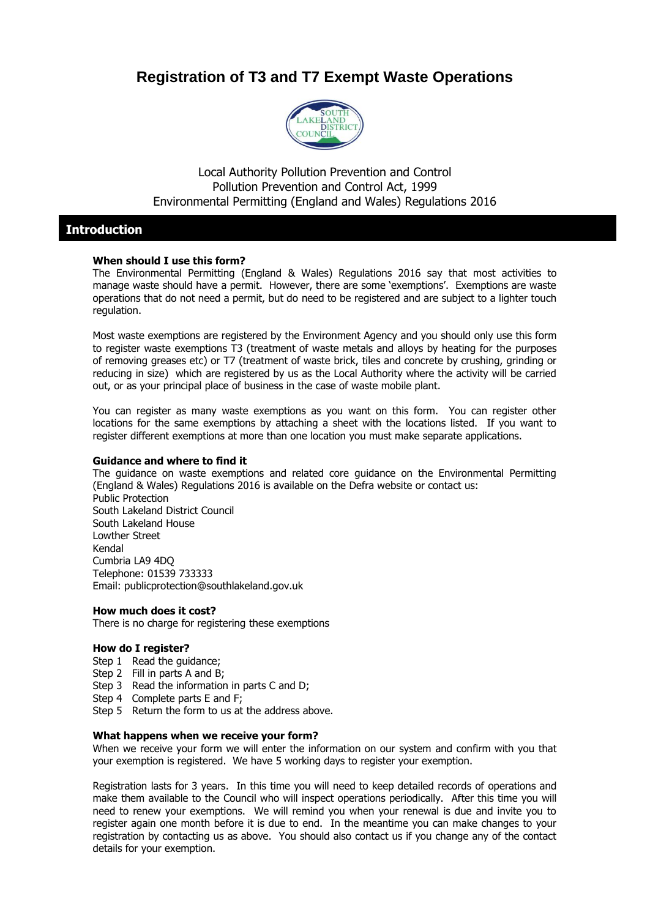# Registration of T3 and T7 Exempt Waste Operations

Local Authority Pollution Prevention and Control
Pollution Prevention and Control Act, 1999
Environmental Permitting (England and Wales) Regulations 2016

## Introduction

**When should I use this form?**

The Environmental Permitting (England & Wales) Regulations 2016 say that most activities to manage waste should have a permit. However, there are some 'exemptions'. Exemptions are waste operations that do not need a permit, but do need to be registered and are subject to a lighter touch regulation.

Most waste exemptions are registered by the Environment Agency and you should only use this form to register waste exemptions T3 (treatment of waste metals and alloys by heating for the purposes of removing greases etc) or T7 (treatment of waste brick, tiles and concrete by crushing, grinding or reducing in size) which are registered by us as the Local Authority where the activity will be carried out, or as your principal place of business in the case of waste mobile plant.

You can register as many waste exemptions as you want on this form. You can register other locations for the same exemptions by attaching a sheet with the locations listed. If you want to register different exemptions at more than one location you must make separate applications.

**Guidance and where to find it**

The guidance on waste exemptions and related core guidance on the Environmental Permitting (England & Wales) Regulations 2016 is available on the Defra website or contact us:
Public Protection
South Lakeland District Council
South Lakeland House
Lowther Street
Kendal
Cumbria LA9 4DQ
Telephone: 01539 733333
Email: publicprotection@southlakeland.gov.uk

**How much does it cost?**

There is no charge for registering these exemptions

**How do I register?**

Step 1 Read the guidance;
Step 2 Fill in parts A and B;
Step 3 Read the information in parts C and D;
Step 4 Complete parts E and F;
Step 5 Return the form to us at the address above.

**What happens when we receive your form?**

When we receive your form we will enter the information on our system and confirm with you that your exemption is registered. We have 5 working days to register your exemption.

Registration lasts for 3 years. In this time you will need to keep detailed records of operations and make them available to the Council who will inspect operations periodically. After this time you will need to renew your exemptions. We will remind you when your renewal is due and invite you to register again one month before it is due to end. In the meantime you can make changes to your registration by contacting us as above. You should also contact us if you change any of the contact details for your exemption.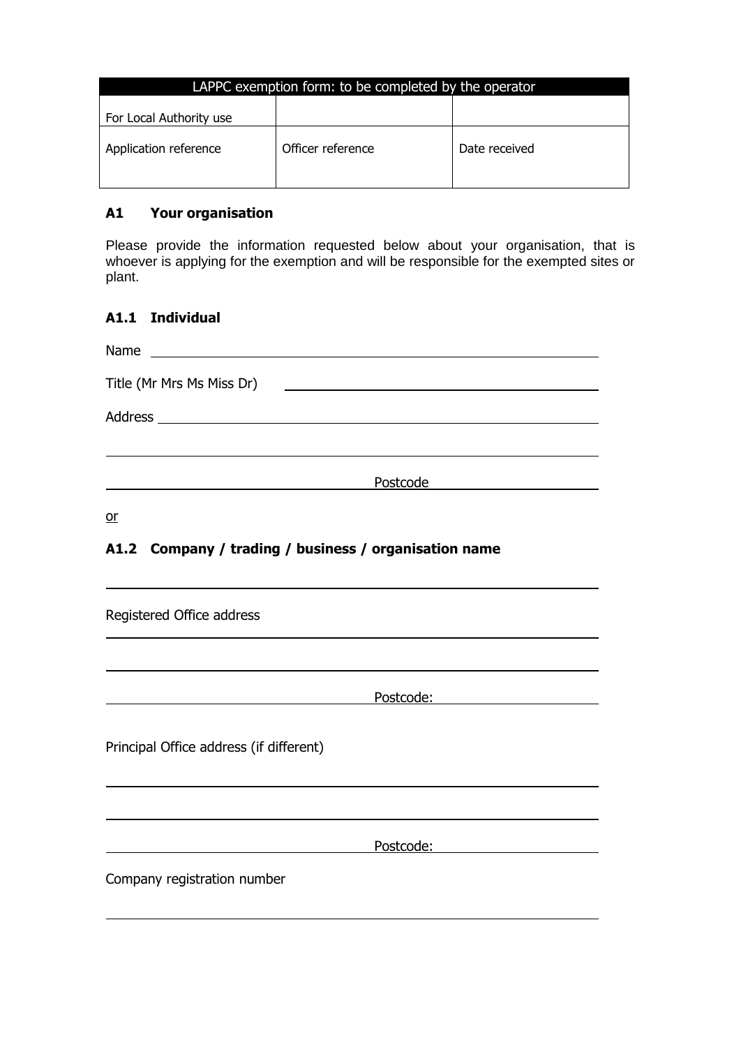| LAPPC exemption form: to be completed by the operator | | |
|---|---|---|
| For Local Authority use | | |
| Application reference | Officer reference | Date received |

### A1 Your organisation

Please provide the information requested below about your organisation, that is whoever is applying for the exemption and will be responsible for the exempted sites or plant.

### A1.1 Individual

Name \_\_\_\_\_\_\_\_\_\_\_\_\_\_\_\_\_\_\_\_\_\_\_\_\_\_\_\_\_\_\_\_\_\_\_\_\_\_\_\_

Title (Mr Mrs Ms Miss Dr) \_\_\_\_\_\_\_\_\_\_\_\_\_\_\_\_\_\_\_\_\_\_\_\_\_\_

Address \_\_\_\_\_\_\_\_\_\_\_\_\_\_\_\_\_\_\_\_\_\_\_\_\_\_\_\_\_\_\_\_\_\_\_\_\_\_\_\_

\_\_\_\_\_\_\_\_\_\_\_\_\_\_\_\_\_\_\_\_\_\_\_\_\_\_\_\_\_\_\_\_\_\_\_\_\_\_\_\_\_\_\_\_\_\_

\_\_\_\_\_\_\_\_\_\_\_\_\_\_\_\_\_\_\_\_\_\_\_ Postcode \_\_\_\_\_\_\_\_\_\_\_\_\_\_

or

### A1.2 Company / trading / business / organisation name

\_\_\_\_\_\_\_\_\_\_\_\_\_\_\_\_\_\_\_\_\_\_\_\_\_\_\_\_\_\_\_\_\_\_\_\_\_\_\_\_\_\_\_\_\_\_

Registered Office address

\_\_\_\_\_\_\_\_\_\_\_\_\_\_\_\_\_\_\_\_\_\_\_\_\_\_\_\_\_\_\_\_\_\_\_\_\_\_\_\_\_\_\_\_\_\_

\_\_\_\_\_\_\_\_\_\_\_\_\_\_\_\_\_\_\_\_\_\_\_\_\_\_\_\_\_\_\_\_\_\_\_\_\_\_\_\_\_\_\_\_\_\_

\_\_\_\_\_\_\_\_\_\_\_\_\_\_\_\_\_\_\_\_\_\_\_ Postcode: \_\_\_\_\_\_\_\_\_\_\_\_\_\_

Principal Office address (if different)

\_\_\_\_\_\_\_\_\_\_\_\_\_\_\_\_\_\_\_\_\_\_\_\_\_\_\_\_\_\_\_\_\_\_\_\_\_\_\_\_\_\_\_\_\_\_

\_\_\_\_\_\_\_\_\_\_\_\_\_\_\_\_\_\_\_\_\_\_\_\_\_\_\_\_\_\_\_\_\_\_\_\_\_\_\_\_\_\_\_\_\_\_

\_\_\_\_\_\_\_\_\_\_\_\_\_\_\_\_\_\_\_\_\_\_\_ Postcode: \_\_\_\_\_\_\_\_\_\_\_\_\_\_

Company registration number

\_\_\_\_\_\_\_\_\_\_\_\_\_\_\_\_\_\_\_\_\_\_\_\_\_\_\_\_\_\_\_\_\_\_\_\_\_\_\_\_\_\_\_\_\_\_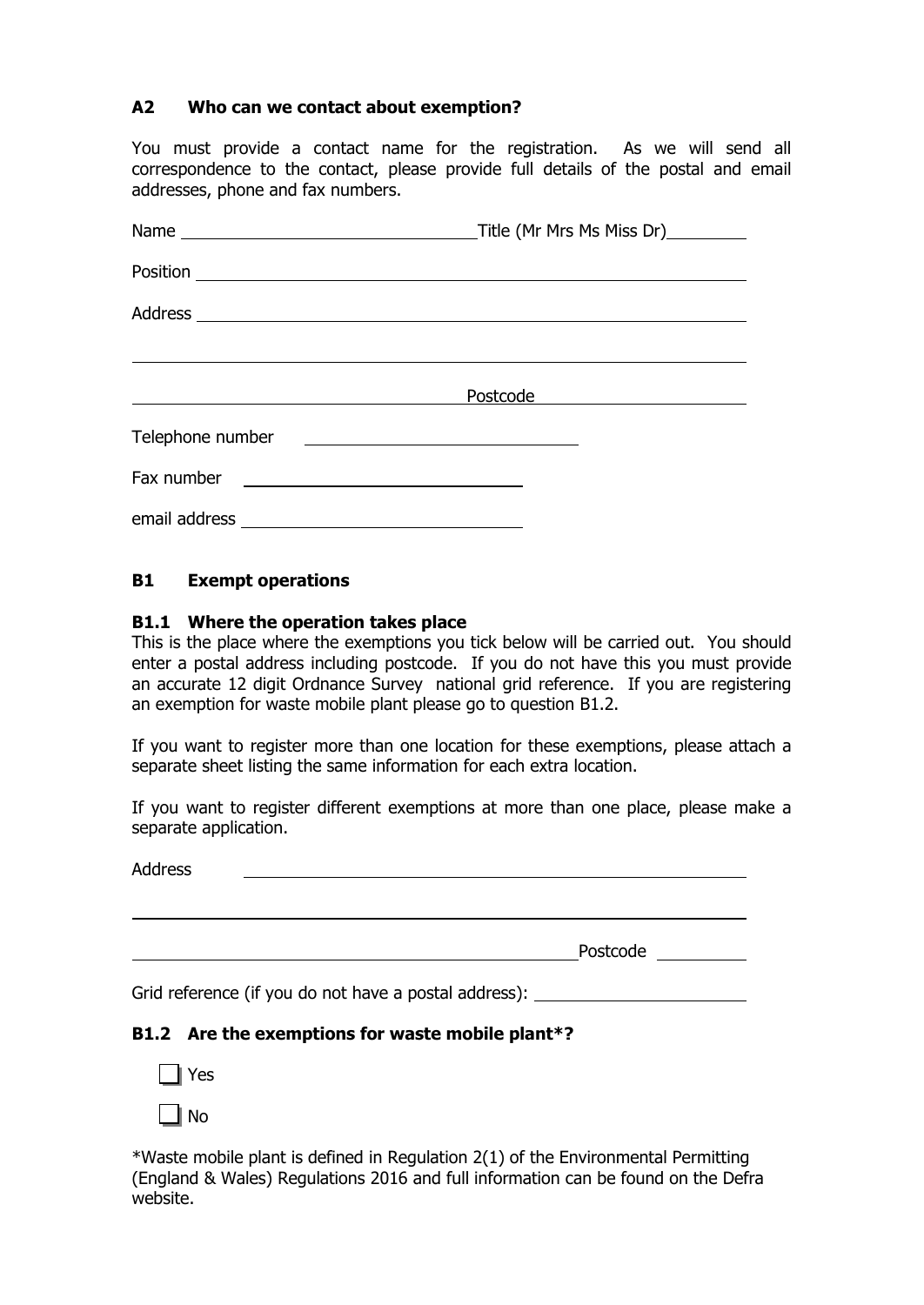## A2 Who can we contact about exemption?

You must provide a contact name for the registration. As we will send all correspondence to the contact, please provide full details of the postal and email addresses, phone and fax numbers.

Name \_\_\_\_\_\_\_\_\_\_\_\_\_\_\_\_\_\_\_\_\_\_\_\_\_\_\_\_\_\_ Title (Mr Mrs Ms Miss Dr) \_\_\_\_\_\_\_\_

Position \_\_\_\_\_\_\_\_\_\_\_\_\_\_\_\_\_\_\_\_\_\_\_\_\_\_\_\_\_\_\_\_\_\_\_\_\_\_\_\_\_\_\_\_\_\_\_\_\_\_\_\_\_\_

Address \_\_\_\_\_\_\_\_\_\_\_\_\_\_\_\_\_\_\_\_\_\_\_\_\_\_\_\_\_\_\_\_\_\_\_\_\_\_\_\_\_\_\_\_\_\_\_\_\_\_\_\_\_\_

\_\_\_\_\_\_\_\_\_\_\_\_\_\_\_\_\_\_\_\_\_\_\_\_\_\_\_\_\_\_\_\_\_\_\_\_\_\_\_\_\_\_\_\_\_\_\_\_\_\_\_\_\_\_\_\_\_\_\_\_\_\_

\_\_\_\_\_\_\_\_\_\_\_\_\_\_\_\_\_\_\_\_\_\_\_\_\_\_\_\_\_\_\_\_\_\_\_\_ Postcode \_\_\_\_\_\_\_\_\_\_\_\_\_\_\_\_\_\_\_\_

Telephone number \_\_\_\_\_\_\_\_\_\_\_\_\_\_\_\_\_\_\_\_\_\_\_\_\_\_\_\_

Fax number \_\_\_\_\_\_\_\_\_\_\_\_\_\_\_\_\_\_\_\_\_\_\_\_\_\_\_\_

email address \_\_\_\_\_\_\_\_\_\_\_\_\_\_\_\_\_\_\_\_\_\_\_\_\_\_\_\_

## B1 Exempt operations

### B1.1 Where the operation takes place

This is the place where the exemptions you tick below will be carried out. You should enter a postal address including postcode. If you do not have this you must provide an accurate 12 digit Ordnance Survey national grid reference. If you are registering an exemption for waste mobile plant please go to question B1.2.

If you want to register more than one location for these exemptions, please attach a separate sheet listing the same information for each extra location.

If you want to register different exemptions at more than one place, please make a separate application.

Address \_\_\_\_\_\_\_\_\_\_\_\_\_\_\_\_\_\_\_\_\_\_\_\_\_\_\_\_\_\_\_\_\_\_\_\_\_\_\_\_\_\_\_\_\_\_\_\_\_\_\_\_\_\_

\_\_\_\_\_\_\_\_\_\_\_\_\_\_\_\_\_\_\_\_\_\_\_\_\_\_\_\_\_\_\_\_\_\_\_\_\_\_\_\_\_\_\_\_\_\_\_\_\_\_\_\_\_\_\_\_\_\_\_\_\_\_

\_\_\_\_\_\_\_\_\_\_\_\_\_\_\_\_\_\_\_\_\_\_\_\_\_\_\_\_\_\_\_\_\_\_\_\_\_\_\_\_\_\_\_\_\_\_ Postcode \_\_\_\_\_\_\_\_\_\_

Grid reference (if you do not have a postal address): \_\_\_\_\_\_\_\_\_\_\_\_\_\_\_\_\_\_\_\_\_\_

### B1.2 Are the exemptions for waste mobile plant*?

- ☐ Yes
- ☐ No

*Waste mobile plant is defined in Regulation 2(1) of the Environmental Permitting (England & Wales) Regulations 2016 and full information can be found on the Defra website.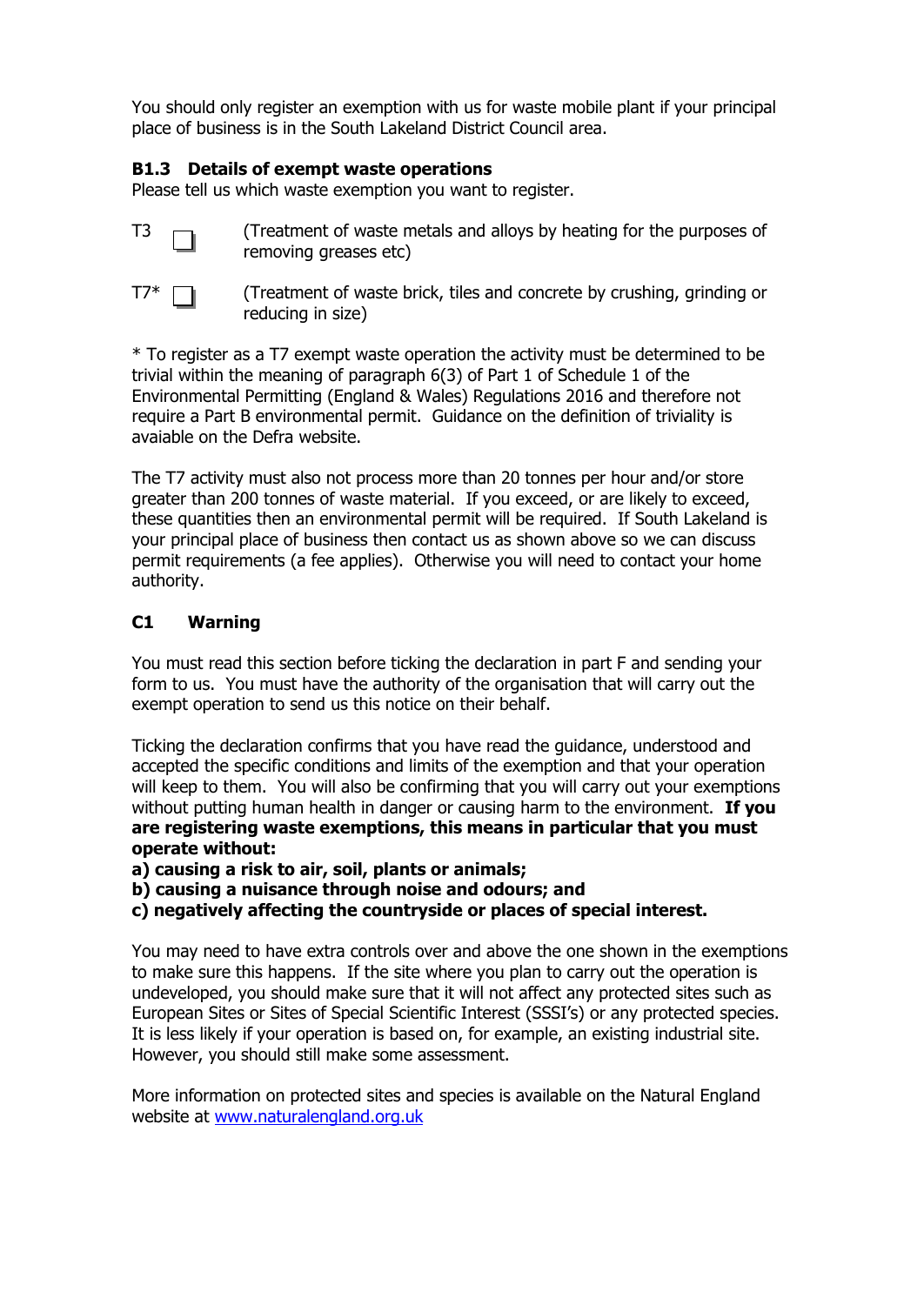You should only register an exemption with us for waste mobile plant if your principal place of business is in the South Lakeland District Council area.

### B1.3 Details of exempt waste operations

Please tell us which waste exemption you want to register.

- T3 ☐ (Treatment of waste metals and alloys by heating for the purposes of removing greases etc)
- T7* ☐ (Treatment of waste brick, tiles and concrete by crushing, grinding or reducing in size)

* To register as a T7 exempt waste operation the activity must be determined to be trivial within the meaning of paragraph 6(3) of Part 1 of Schedule 1 of the Environmental Permitting (England & Wales) Regulations 2016 and therefore not require a Part B environmental permit. Guidance on the definition of triviality is avaiable on the Defra website.

The T7 activity must also not process more than 20 tonnes per hour and/or store greater than 200 tonnes of waste material. If you exceed, or are likely to exceed, these quantities then an environmental permit will be required. If South Lakeland is your principal place of business then contact us as shown above so we can discuss permit requirements (a fee applies). Otherwise you will need to contact your home authority.

### C1 Warning

You must read this section before ticking the declaration in part F and sending your form to us. You must have the authority of the organisation that will carry out the exempt operation to send us this notice on their behalf.

Ticking the declaration confirms that you have read the guidance, understood and accepted the specific conditions and limits of the exemption and that your operation will keep to them. You will also be confirming that you will carry out your exemptions without putting human health in danger or causing harm to the environment. **If you are registering waste exemptions, this means in particular that you must operate without:**

**a) causing a risk to air, soil, plants or animals;**
**b) causing a nuisance through noise and odours; and**
**c) negatively affecting the countryside or places of special interest.**

You may need to have extra controls over and above the one shown in the exemptions to make sure this happens. If the site where you plan to carry out the operation is undeveloped, you should make sure that it will not affect any protected sites such as European Sites or Sites of Special Scientific Interest (SSSI's) or any protected species. It is less likely if your operation is based on, for example, an existing industrial site. However, you should still make some assessment.

More information on protected sites and species is available on the Natural England website at [www.naturalengland.org.uk](http://www.naturalengland.org.uk)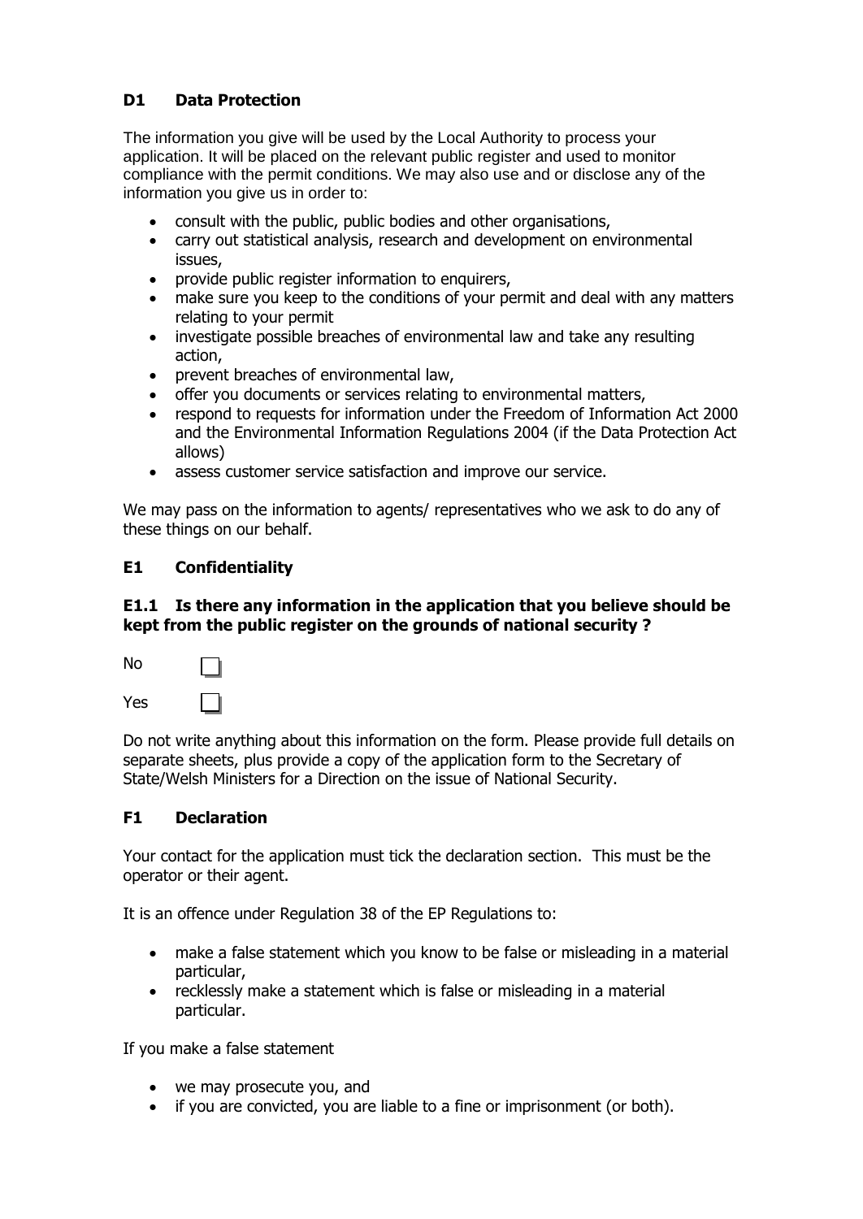## D1 Data Protection

The information you give will be used by the Local Authority to process your application. It will be placed on the relevant public register and used to monitor compliance with the permit conditions. We may also use and or disclose any of the information you give us in order to:

- consult with the public, public bodies and other organisations,
- carry out statistical analysis, research and development on environmental issues,
- provide public register information to enquirers,
- make sure you keep to the conditions of your permit and deal with any matters relating to your permit
- investigate possible breaches of environmental law and take any resulting action,
- prevent breaches of environmental law,
- offer you documents or services relating to environmental matters,
- respond to requests for information under the Freedom of Information Act 2000 and the Environmental Information Regulations 2004 (if the Data Protection Act allows)
- assess customer service satisfaction and improve our service.

We may pass on the information to agents/ representatives who we ask to do any of these things on our behalf.

## E1 Confidentiality

### E1.1 Is there any information in the application that you believe should be kept from the public register on the grounds of national security ?

No ☐

Yes ☐

Do not write anything about this information on the form. Please provide full details on separate sheets, plus provide a copy of the application form to the Secretary of State/Welsh Ministers for a Direction on the issue of National Security.

## F1 Declaration

Your contact for the application must tick the declaration section. This must be the operator or their agent.

It is an offence under Regulation 38 of the EP Regulations to:

- make a false statement which you know to be false or misleading in a material particular,
- recklessly make a statement which is false or misleading in a material particular.

If you make a false statement

- we may prosecute you, and
- if you are convicted, you are liable to a fine or imprisonment (or both).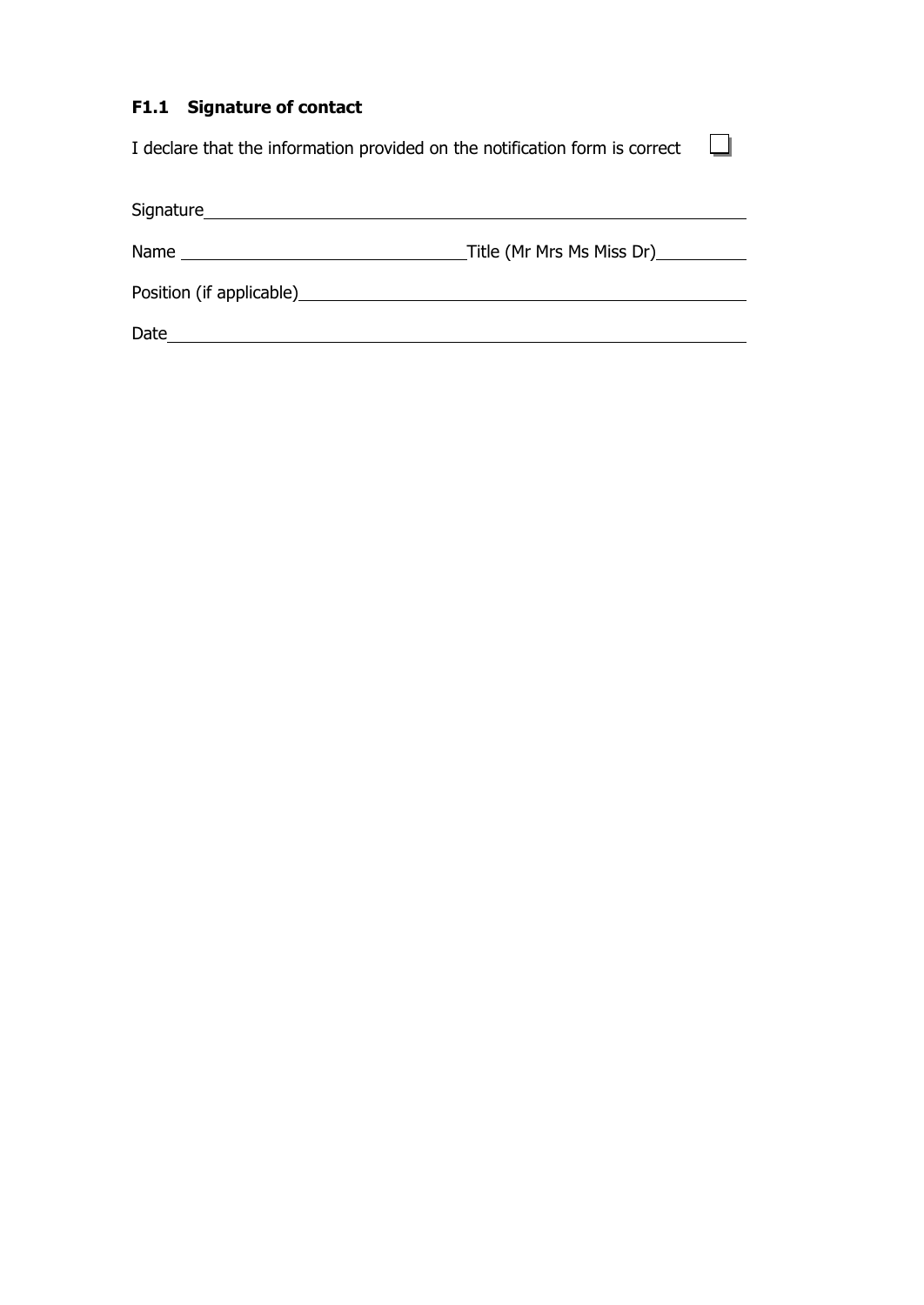### F1.1 Signature of contact

I declare that the information provided on the notification form is correct ☐

Signature\_\_\_\_\_\_\_\_\_\_\_\_\_\_\_\_\_\_\_\_\_\_\_\_\_\_\_\_\_\_\_\_\_\_\_\_\_\_\_\_\_\_\_\_\_\_\_\_\_\_

Name \_\_\_\_\_\_\_\_\_\_\_\_\_\_\_\_\_\_\_\_\_\_\_\_\_\_\_\_\_\_Title (Mr Mrs Ms Miss Dr)\_\_\_\_\_\_\_\_\_\_

Position (if applicable)\_\_\_\_\_\_\_\_\_\_\_\_\_\_\_\_\_\_\_\_\_\_\_\_\_\_\_\_\_\_\_\_\_\_\_\_\_\_\_\_\_\_\_\_\_\_

Date\_\_\_\_\_\_\_\_\_\_\_\_\_\_\_\_\_\_\_\_\_\_\_\_\_\_\_\_\_\_\_\_\_\_\_\_\_\_\_\_\_\_\_\_\_\_\_\_\_\_\_\_\_\_\_\_\_